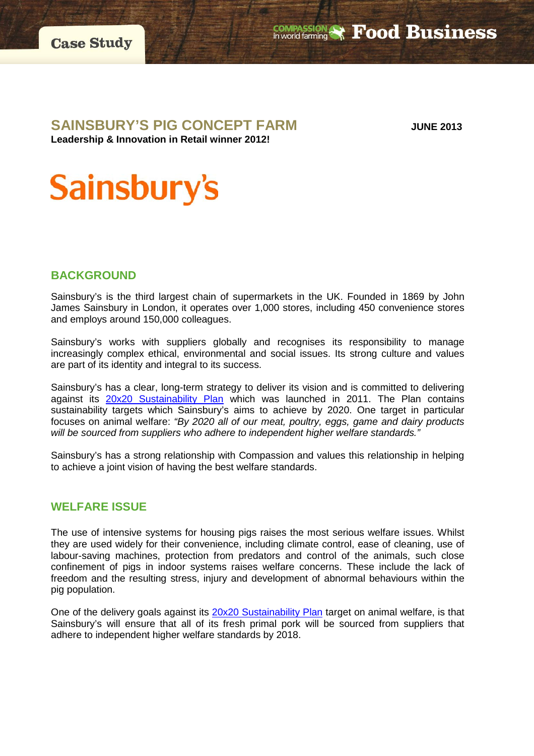Case Study

Compassion in world farming Food Business

# SAINSBURY'S PIG CONCEPT FARM

**JUNE 2013**

**Leadership & Innovation in Retail winner 2012!**

Sainsbury's

## BACKGROUND

Sainsbury's is the third largest chain of supermarkets in the UK. Founded in 1869 by John James Sainsbury in London, it operates over 1,000 stores, including 450 convenience stores and employs around 150,000 colleagues.

Sainsbury's works with suppliers globally and recognises its responsibility to manage increasingly complex ethical, environmental and social issues. Its strong culture and values are part of its identity and integral to its success.

Sainsbury's has a clear, long-term strategy to deliver its vision and is committed to delivering against its 20x20 Sustainability Plan which was launched in 2011. The Plan contains sustainability targets which Sainsbury's aims to achieve by 2020. One target in particular focuses on animal welfare: *"By 2020 all of our meat, poultry, eggs, game and dairy products will be sourced from suppliers who adhere to independent higher welfare standards."*

Sainsbury's has a strong relationship with Compassion and values this relationship in helping to achieve a joint vision of having the best welfare standards.

## WELFARE ISSUE

The use of intensive systems for housing pigs raises the most serious welfare issues. Whilst they are used widely for their convenience, including climate control, ease of cleaning, use of labour-saving machines, protection from predators and control of the animals, such close confinement of pigs in indoor systems raises welfare concerns. These include the lack of freedom and the resulting stress, injury and development of abnormal behaviours within the pig population.

One of the delivery goals against its 20x20 Sustainability Plan target on animal welfare, is that Sainsbury's will ensure that all of its fresh primal pork will be sourced from suppliers that adhere to independent higher welfare standards by 2018.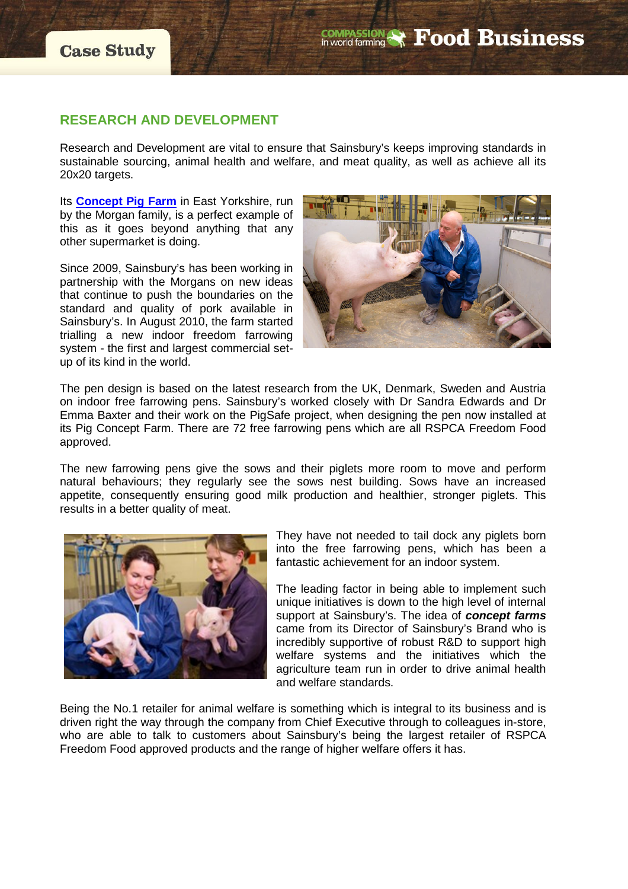## RESEARCH AND DEVELOPMENT

Research and Development are vital to ensure that Sainsbury's keeps improving standards in sustainable sourcing, animal health and welfare, and meat quality, as well as achieve all its 20x20 targets.

Its **Concept Pig Farm** in East Yorkshire, run by the Morgan family, is a perfect example of this as it goes beyond anything that any other supermarket is doing.

Since 2009, Sainsbury's has been working in partnership with the Morgans on new ideas that continue to push the boundaries on the standard and quality of pork available in Sainsbury's. In August 2010, the farm started trialling a new indoor freedom farrowing system - the first and largest commercial set-up of its kind in the world.

The pen design is based on the latest research from the UK, Denmark, Sweden and Austria on indoor free farrowing pens. Sainsbury's worked closely with Dr Sandra Edwards and Dr Emma Baxter and their work on the PigSafe project, when designing the pen now installed at its Pig Concept Farm. There are 72 free farrowing pens which are all RSPCA Freedom Food approved.

The new farrowing pens give the sows and their piglets more room to move and perform natural behaviours; they regularly see the sows nest building. Sows have an increased appetite, consequently ensuring good milk production and healthier, stronger piglets. This results in a better quality of meat.

They have not needed to tail dock any piglets born into the free farrowing pens, which has been a fantastic achievement for an indoor system.

The leading factor in being able to implement such unique initiatives is down to the high level of internal support at Sainsbury's. The idea of ***concept farms*** came from its Director of Sainsbury's Brand who is incredibly supportive of robust R&D to support high welfare systems and the initiatives which the agriculture team run in order to drive animal health and welfare standards.

Being the No.1 retailer for animal welfare is something which is integral to its business and is driven right the way through the company from Chief Executive through to colleagues in-store, who are able to talk to customers about Sainsbury's being the largest retailer of RSPCA Freedom Food approved products and the range of higher welfare offers it has.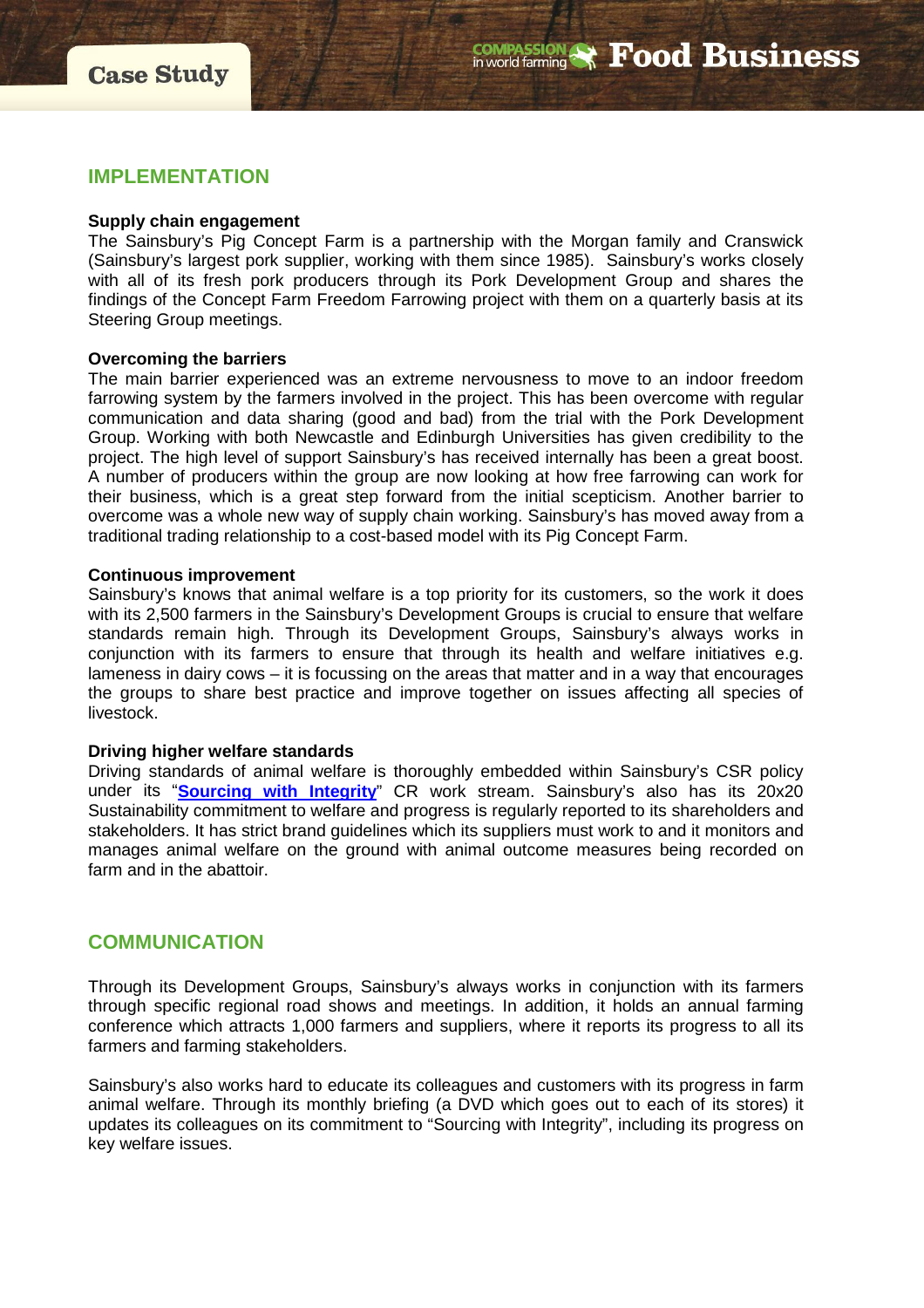## IMPLEMENTATION

**Supply chain engagement**

The Sainsbury's Pig Concept Farm is a partnership with the Morgan family and Cranswick (Sainsbury's largest pork supplier, working with them since 1985). Sainsbury's works closely with all of its fresh pork producers through its Pork Development Group and shares the findings of the Concept Farm Freedom Farrowing project with them on a quarterly basis at its Steering Group meetings.

**Overcoming the barriers**

The main barrier experienced was an extreme nervousness to move to an indoor freedom farrowing system by the farmers involved in the project. This has been overcome with regular communication and data sharing (good and bad) from the trial with the Pork Development Group. Working with both Newcastle and Edinburgh Universities has given credibility to the project. The high level of support Sainsbury's has received internally has been a great boost. A number of producers within the group are now looking at how free farrowing can work for their business, which is a great step forward from the initial scepticism. Another barrier to overcome was a whole new way of supply chain working. Sainsbury's has moved away from a traditional trading relationship to a cost-based model with its Pig Concept Farm.

**Continuous improvement**

Sainsbury's knows that animal welfare is a top priority for its customers, so the work it does with its 2,500 farmers in the Sainsbury's Development Groups is crucial to ensure that welfare standards remain high. Through its Development Groups, Sainsbury's always works in conjunction with its farmers to ensure that through its health and welfare initiatives e.g. lameness in dairy cows – it is focussing on the areas that matter and in a way that encourages the groups to share best practice and improve together on issues affecting all species of livestock.

**Driving higher welfare standards**

Driving standards of animal welfare is thoroughly embedded within Sainsbury's CSR policy under its "**Sourcing with Integrity**" CR work stream. Sainsbury's also has its 20x20 Sustainability commitment to welfare and progress is regularly reported to its shareholders and stakeholders. It has strict brand guidelines which its suppliers must work to and it monitors and manages animal welfare on the ground with animal outcome measures being recorded on farm and in the abattoir.

## COMMUNICATION

Through its Development Groups, Sainsbury's always works in conjunction with its farmers through specific regional road shows and meetings. In addition, it holds an annual farming conference which attracts 1,000 farmers and suppliers, where it reports its progress to all its farmers and farming stakeholders.

Sainsbury's also works hard to educate its colleagues and customers with its progress in farm animal welfare. Through its monthly briefing (a DVD which goes out to each of its stores) it updates its colleagues on its commitment to "Sourcing with Integrity", including its progress on key welfare issues.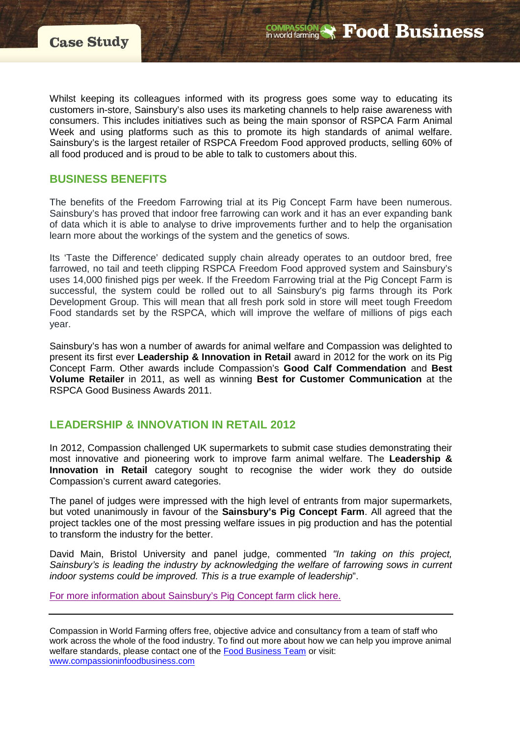Whilst keeping its colleagues informed with its progress goes some way to educating its customers in-store, Sainsbury's also uses its marketing channels to help raise awareness with consumers. This includes initiatives such as being the main sponsor of RSPCA Farm Animal Week and using platforms such as this to promote its high standards of animal welfare. Sainsbury's is the largest retailer of RSPCA Freedom Food approved products, selling 60% of all food produced and is proud to be able to talk to customers about this.

## BUSINESS BENEFITS

The benefits of the Freedom Farrowing trial at its Pig Concept Farm have been numerous. Sainsbury's has proved that indoor free farrowing can work and it has an ever expanding bank of data which it is able to analyse to drive improvements further and to help the organisation learn more about the workings of the system and the genetics of sows.

Its 'Taste the Difference' dedicated supply chain already operates to an outdoor bred, free farrowed, no tail and teeth clipping RSPCA Freedom Food approved system and Sainsbury's uses 14,000 finished pigs per week. If the Freedom Farrowing trial at the Pig Concept Farm is successful, the system could be rolled out to all Sainsbury's pig farms through its Pork Development Group. This will mean that all fresh pork sold in store will meet tough Freedom Food standards set by the RSPCA, which will improve the welfare of millions of pigs each year.

Sainsbury's has won a number of awards for animal welfare and Compassion was delighted to present its first ever **Leadership & Innovation in Retail** award in 2012 for the work on its Pig Concept Farm. Other awards include Compassion's **Good Calf Commendation** and **Best Volume Retailer** in 2011, as well as winning **Best for Customer Communication** at the RSPCA Good Business Awards 2011.

## LEADERSHIP & INNOVATION IN RETAIL 2012

In 2012, Compassion challenged UK supermarkets to submit case studies demonstrating their most innovative and pioneering work to improve farm animal welfare. The **Leadership & Innovation in Retail** category sought to recognise the wider work they do outside Compassion's current award categories.

The panel of judges were impressed with the high level of entrants from major supermarkets, but voted unanimously in favour of the **Sainsbury's Pig Concept Farm**. All agreed that the project tackles one of the most pressing welfare issues in pig production and has the potential to transform the industry for the better.

David Main, Bristol University and panel judge, commented *"In taking on this project, Sainsbury's is leading the industry by acknowledging the welfare of farrowing sows in current indoor systems could be improved. This is a true example of leadership*".

For more information about Sainsbury's Pig Concept farm click here.

---

Compassion in World Farming offers free, objective advice and consultancy from a team of staff who work across the whole of the food industry. To find out more about how we can help you improve animal welfare standards, please contact one of the Food Business Team or visit: www.compassioninfoodbusiness.com